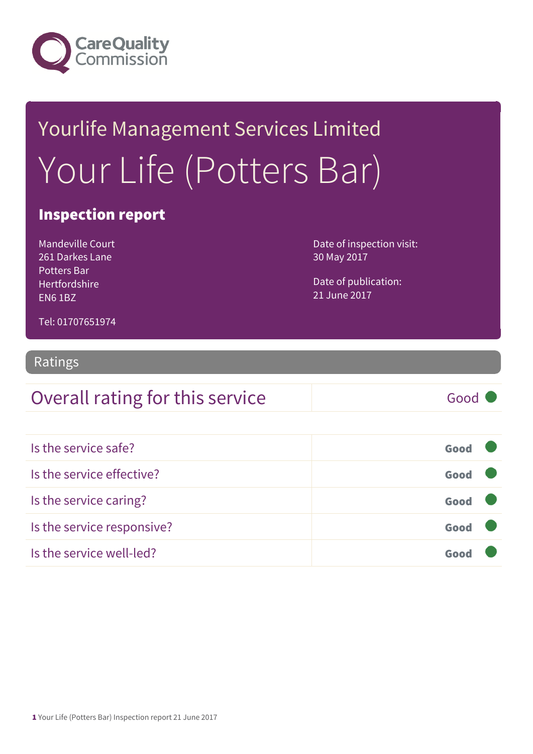Care Quality Commission

# Yourlife Management Services Limited

# Your Life (Potters Bar)

## Inspection report

Mandeville Court
261 Darkes Lane
Potters Bar
Hertfordshire
EN6 1BZ

Tel: 01707651974

Date of inspection visit:
30 May 2017

Date of publication:
21 June 2017

## Ratings

| Overall rating for this service | Good |
|---|---|

| | |
|---|---|
| Is the service safe? | **Good** |
| Is the service effective? | **Good** |
| Is the service caring? | **Good** |
| Is the service responsive? | **Good** |
| Is the service well-led? | **Good** |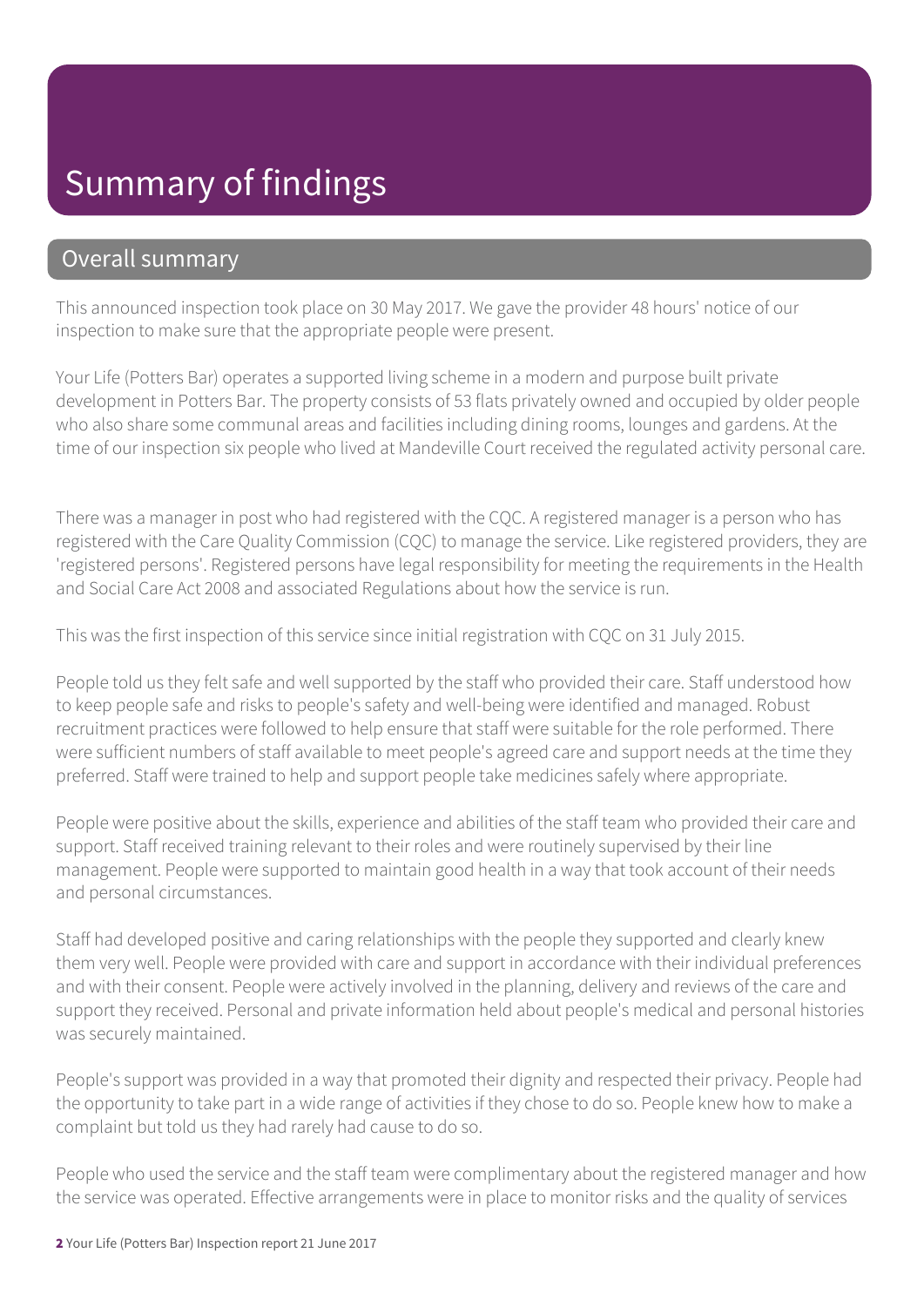# Summary of findings

## Overall summary

This announced inspection took place on 30 May 2017. We gave the provider 48 hours' notice of our inspection to make sure that the appropriate people were present.

Your Life (Potters Bar) operates a supported living scheme in a modern and purpose built private development in Potters Bar. The property consists of 53 flats privately owned and occupied by older people who also share some communal areas and facilities including dining rooms, lounges and gardens. At the time of our inspection six people who lived at Mandeville Court received the regulated activity personal care.

There was a manager in post who had registered with the CQC. A registered manager is a person who has registered with the Care Quality Commission (CQC) to manage the service. Like registered providers, they are 'registered persons'. Registered persons have legal responsibility for meeting the requirements in the Health and Social Care Act 2008 and associated Regulations about how the service is run.

This was the first inspection of this service since initial registration with CQC on 31 July 2015.

People told us they felt safe and well supported by the staff who provided their care. Staff understood how to keep people safe and risks to people's safety and well-being were identified and managed. Robust recruitment practices were followed to help ensure that staff were suitable for the role performed. There were sufficient numbers of staff available to meet people's agreed care and support needs at the time they preferred. Staff were trained to help and support people take medicines safely where appropriate.

People were positive about the skills, experience and abilities of the staff team who provided their care and support. Staff received training relevant to their roles and were routinely supervised by their line management. People were supported to maintain good health in a way that took account of their needs and personal circumstances.

Staff had developed positive and caring relationships with the people they supported and clearly knew them very well. People were provided with care and support in accordance with their individual preferences and with their consent. People were actively involved in the planning, delivery and reviews of the care and support they received. Personal and private information held about people's medical and personal histories was securely maintained.

People's support was provided in a way that promoted their dignity and respected their privacy. People had the opportunity to take part in a wide range of activities if they chose to do so. People knew how to make a complaint but told us they had rarely had cause to do so.

People who used the service and the staff team were complimentary about the registered manager and how the service was operated. Effective arrangements were in place to monitor risks and the quality of services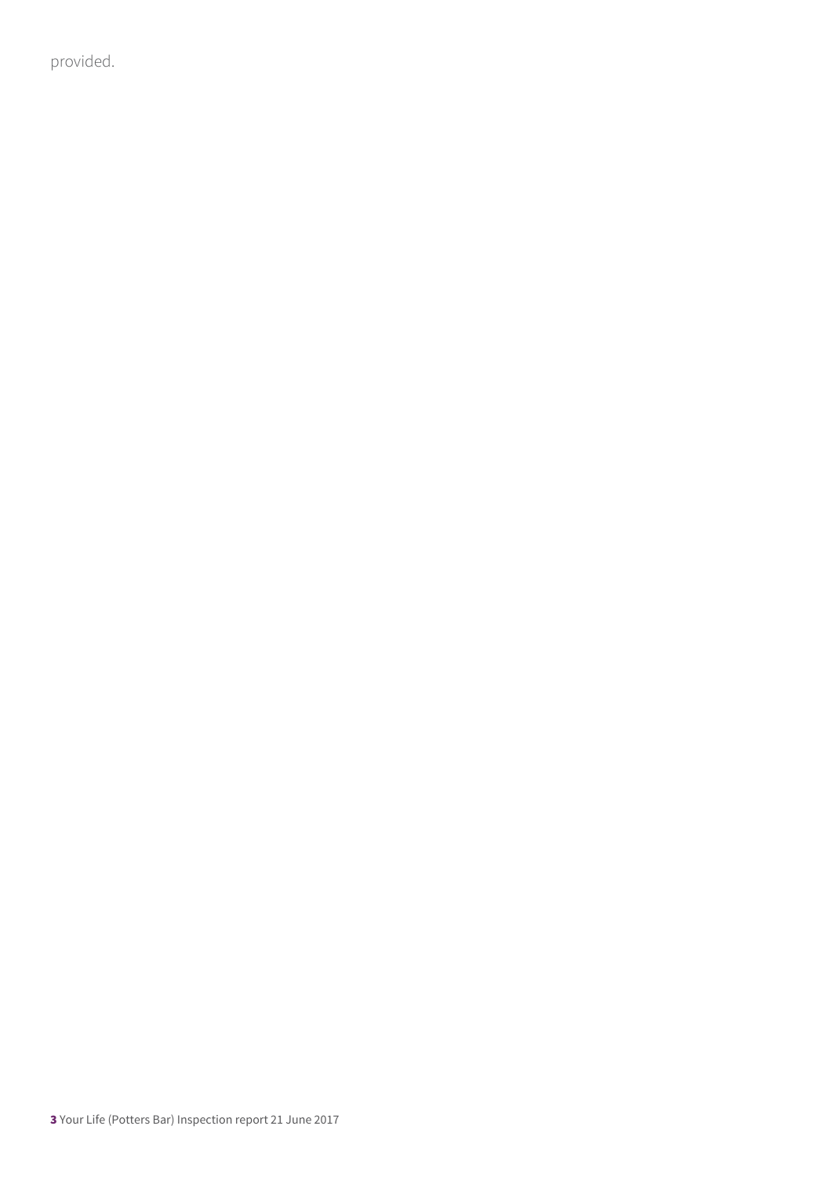provided.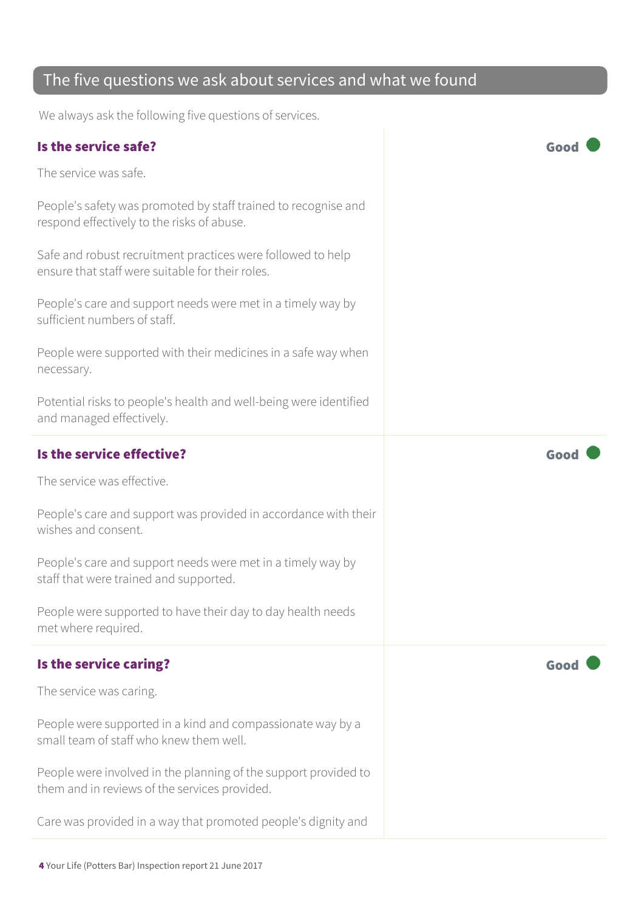## The five questions we ask about services and what we found

We always ask the following five questions of services.

### Is the service safe?

**Good**

The service was safe.

People's safety was promoted by staff trained to recognise and respond effectively to the risks of abuse.

Safe and robust recruitment practices were followed to help ensure that staff were suitable for their roles.

People's care and support needs were met in a timely way by sufficient numbers of staff.

People were supported with their medicines in a safe way when necessary.

Potential risks to people's health and well-being were identified and managed effectively.

### Is the service effective?

**Good**

The service was effective.

People's care and support was provided in accordance with their wishes and consent.

People's care and support needs were met in a timely way by staff that were trained and supported.

People were supported to have their day to day health needs met where required.

### Is the service caring?

**Good**

The service was caring.

People were supported in a kind and compassionate way by a small team of staff who knew them well.

People were involved in the planning of the support provided to them and in reviews of the services provided.

Care was provided in a way that promoted people's dignity and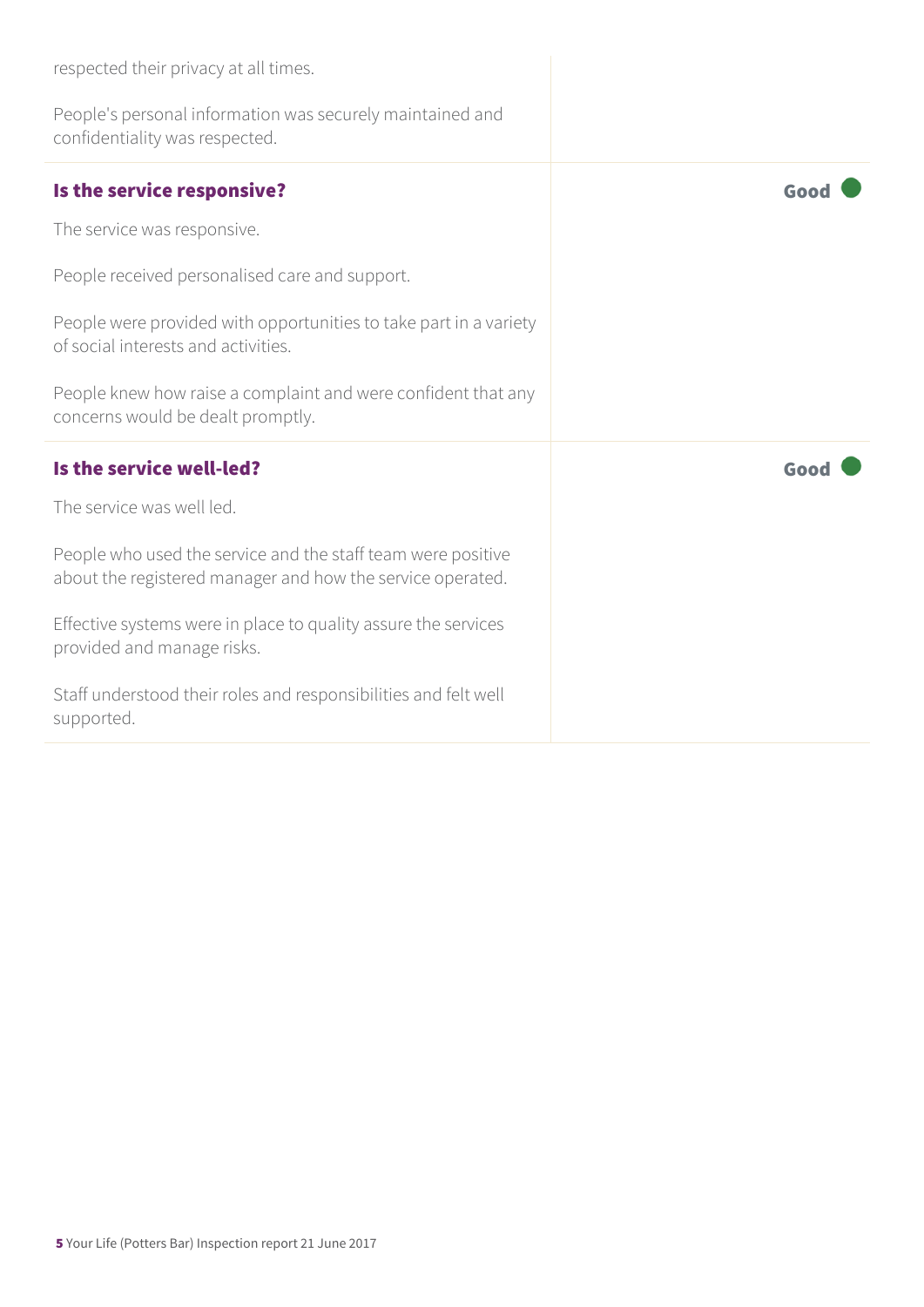respected their privacy at all times.

People's personal information was securely maintained and confidentiality was respected.

### Is the service responsive?

**Good**

The service was responsive.

People received personalised care and support.

People were provided with opportunities to take part in a variety of social interests and activities.

People knew how raise a complaint and were confident that any concerns would be dealt promptly.

### Is the service well-led?

**Good**

The service was well led.

People who used the service and the staff team were positive about the registered manager and how the service operated.

Effective systems were in place to quality assure the services provided and manage risks.

Staff understood their roles and responsibilities and felt well supported.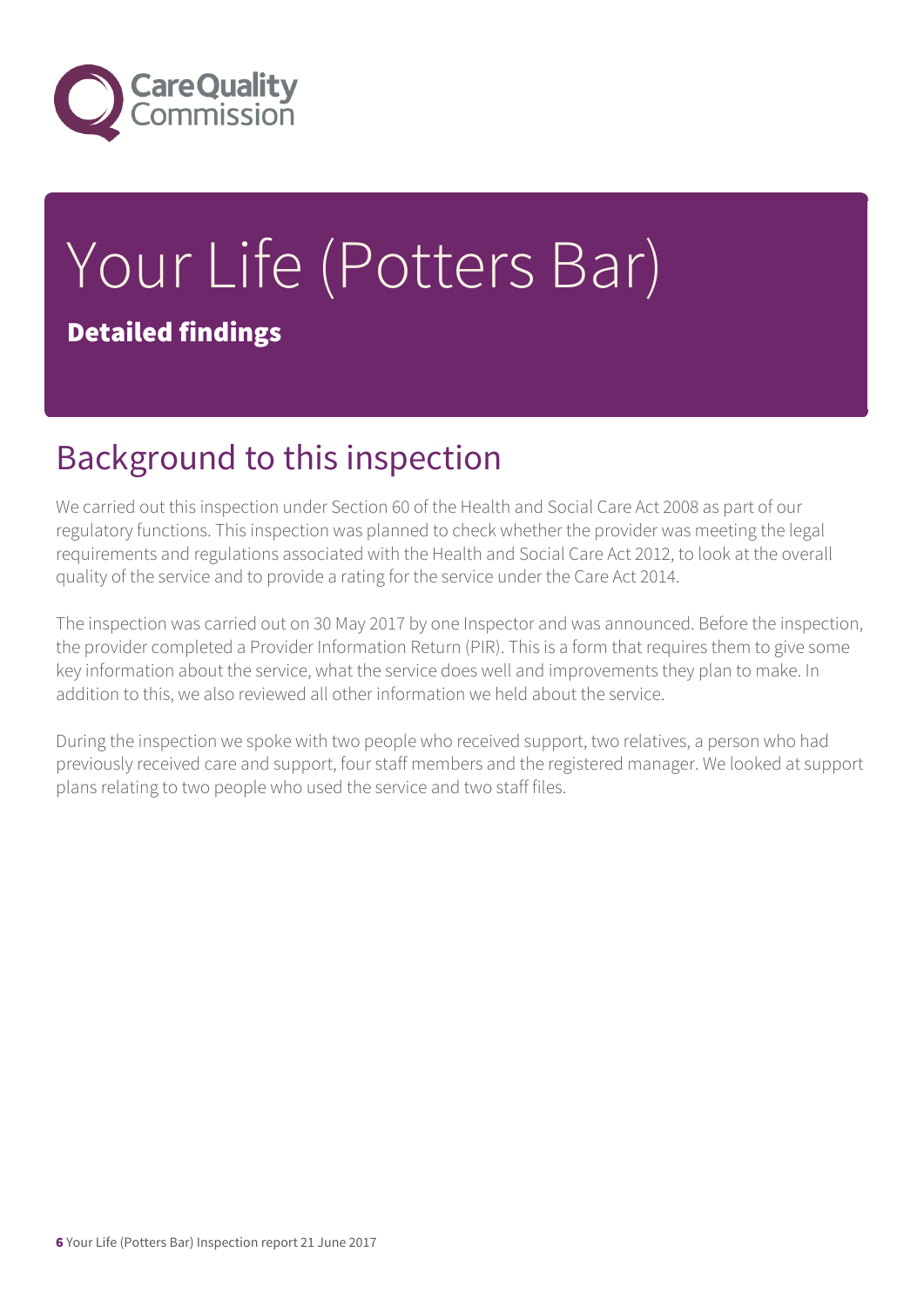# Your Life (Potters Bar)

**Detailed findings**

## Background to this inspection

We carried out this inspection under Section 60 of the Health and Social Care Act 2008 as part of our regulatory functions. This inspection was planned to check whether the provider was meeting the legal requirements and regulations associated with the Health and Social Care Act 2012, to look at the overall quality of the service and to provide a rating for the service under the Care Act 2014.

The inspection was carried out on 30 May 2017 by one Inspector and was announced. Before the inspection, the provider completed a Provider Information Return (PIR). This is a form that requires them to give some key information about the service, what the service does well and improvements they plan to make. In addition to this, we also reviewed all other information we held about the service.

During the inspection we spoke with two people who received support, two relatives, a person who had previously received care and support, four staff members and the registered manager. We looked at support plans relating to two people who used the service and two staff files.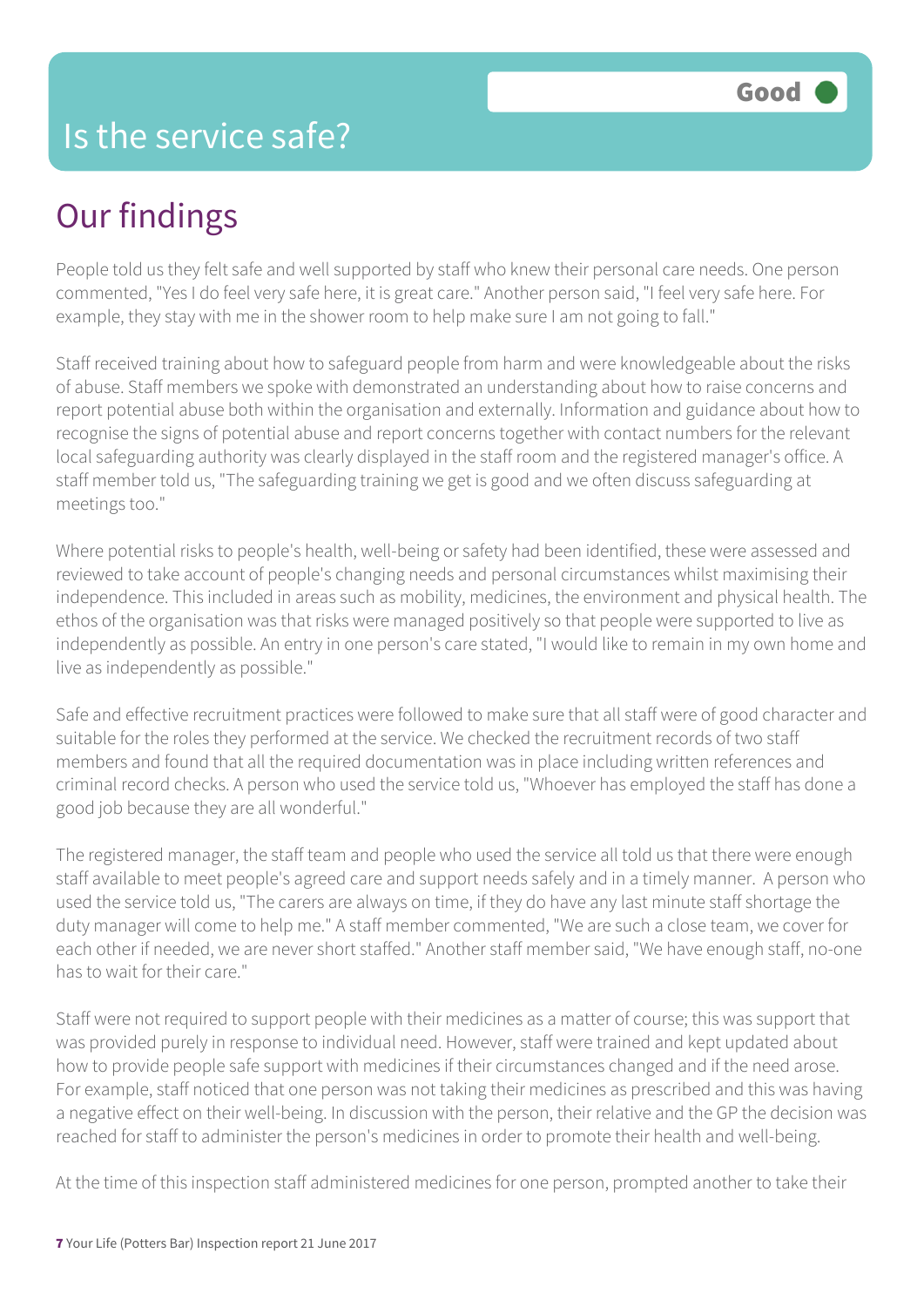# Is the service safe?

**Good**

## Our findings

People told us they felt safe and well supported by staff who knew their personal care needs. One person commented, "Yes I do feel very safe here, it is great care." Another person said, "I feel very safe here. For example, they stay with me in the shower room to help make sure I am not going to fall."

Staff received training about how to safeguard people from harm and were knowledgeable about the risks of abuse. Staff members we spoke with demonstrated an understanding about how to raise concerns and report potential abuse both within the organisation and externally. Information and guidance about how to recognise the signs of potential abuse and report concerns together with contact numbers for the relevant local safeguarding authority was clearly displayed in the staff room and the registered manager's office. A staff member told us, "The safeguarding training we get is good and we often discuss safeguarding at meetings too."

Where potential risks to people's health, well-being or safety had been identified, these were assessed and reviewed to take account of people's changing needs and personal circumstances whilst maximising their independence. This included in areas such as mobility, medicines, the environment and physical health. The ethos of the organisation was that risks were managed positively so that people were supported to live as independently as possible. An entry in one person's care stated, "I would like to remain in my own home and live as independently as possible."

Safe and effective recruitment practices were followed to make sure that all staff were of good character and suitable for the roles they performed at the service. We checked the recruitment records of two staff members and found that all the required documentation was in place including written references and criminal record checks. A person who used the service told us, "Whoever has employed the staff has done a good job because they are all wonderful."

The registered manager, the staff team and people who used the service all told us that there were enough staff available to meet people's agreed care and support needs safely and in a timely manner. A person who used the service told us, "The carers are always on time, if they do have any last minute staff shortage the duty manager will come to help me." A staff member commented, "We are such a close team, we cover for each other if needed, we are never short staffed." Another staff member said, "We have enough staff, no-one has to wait for their care."

Staff were not required to support people with their medicines as a matter of course; this was support that was provided purely in response to individual need. However, staff were trained and kept updated about how to provide people safe support with medicines if their circumstances changed and if the need arose. For example, staff noticed that one person was not taking their medicines as prescribed and this was having a negative effect on their well-being. In discussion with the person, their relative and the GP the decision was reached for staff to administer the person's medicines in order to promote their health and well-being.

At the time of this inspection staff administered medicines for one person, prompted another to take their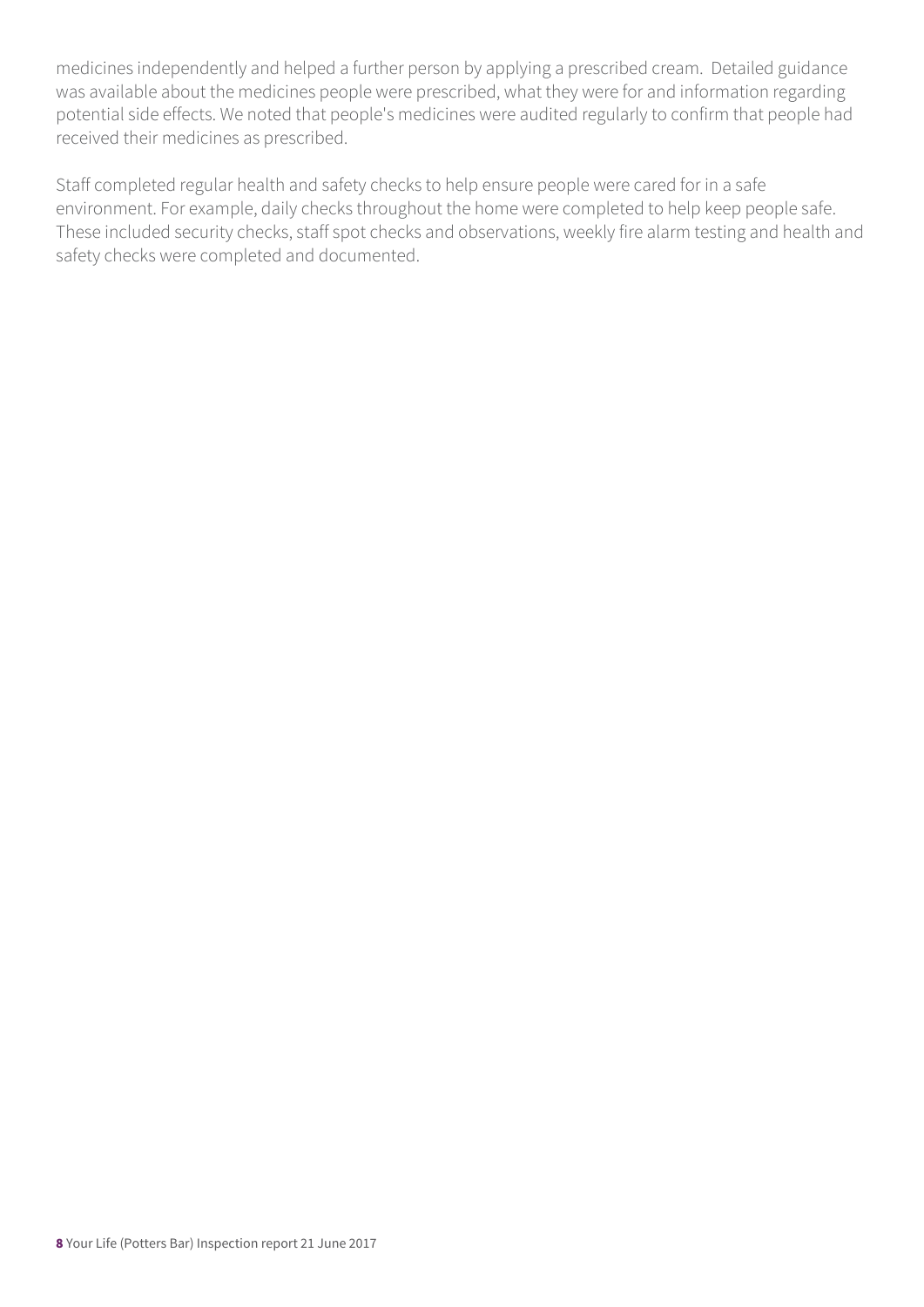medicines independently and helped a further person by applying a prescribed cream. Detailed guidance was available about the medicines people were prescribed, what they were for and information regarding potential side effects. We noted that people's medicines were audited regularly to confirm that people had received their medicines as prescribed.

Staff completed regular health and safety checks to help ensure people were cared for in a safe environment. For example, daily checks throughout the home were completed to help keep people safe. These included security checks, staff spot checks and observations, weekly fire alarm testing and health and safety checks were completed and documented.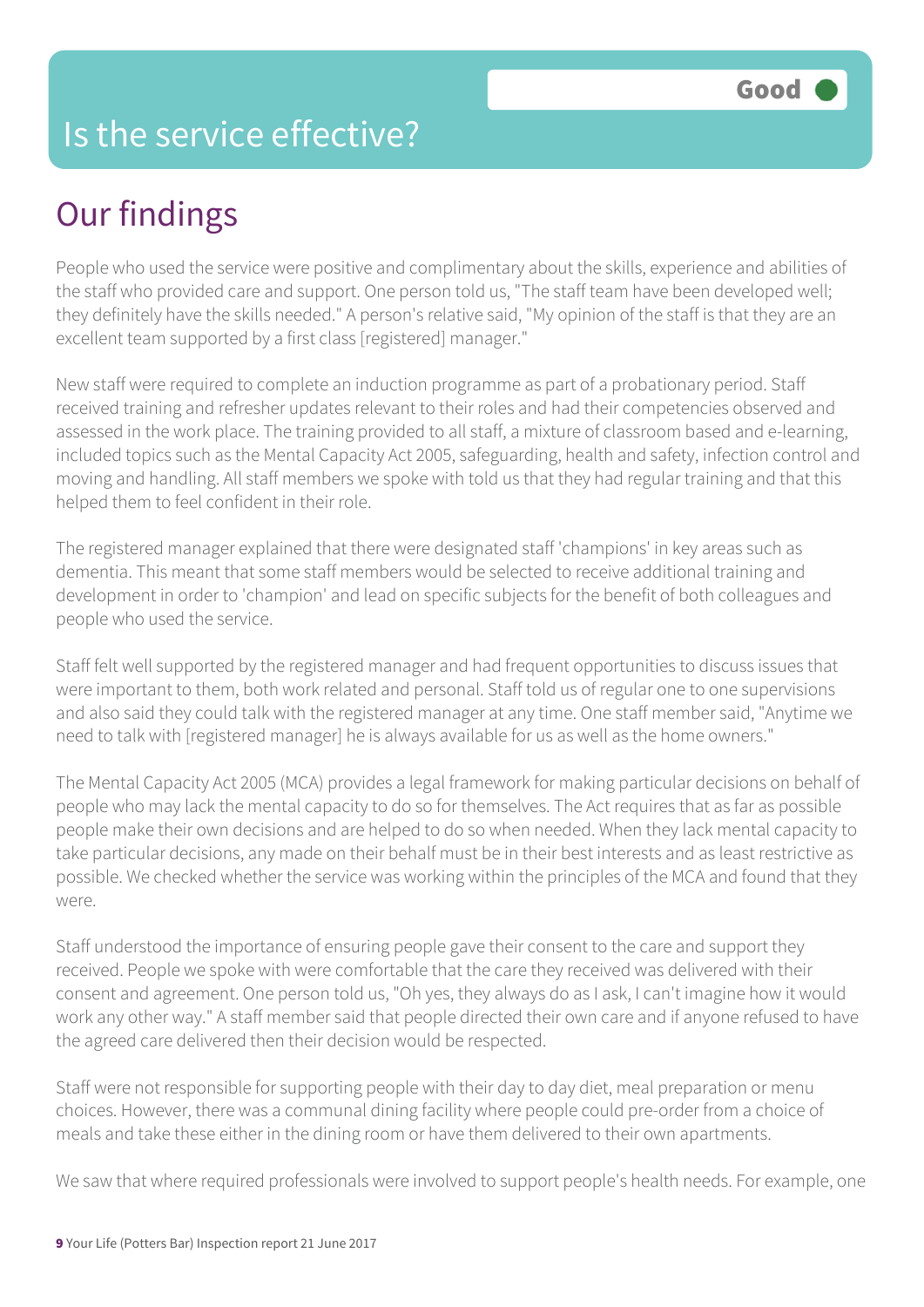# Is the service effective?

Good

## Our findings

People who used the service were positive and complimentary about the skills, experience and abilities of the staff who provided care and support. One person told us, "The staff team have been developed well; they definitely have the skills needed." A person's relative said, "My opinion of the staff is that they are an excellent team supported by a first class [registered] manager."

New staff were required to complete an induction programme as part of a probationary period. Staff received training and refresher updates relevant to their roles and had their competencies observed and assessed in the work place. The training provided to all staff, a mixture of classroom based and e-learning, included topics such as the Mental Capacity Act 2005, safeguarding, health and safety, infection control and moving and handling. All staff members we spoke with told us that they had regular training and that this helped them to feel confident in their role.

The registered manager explained that there were designated staff 'champions' in key areas such as dementia. This meant that some staff members would be selected to receive additional training and development in order to 'champion' and lead on specific subjects for the benefit of both colleagues and people who used the service.

Staff felt well supported by the registered manager and had frequent opportunities to discuss issues that were important to them, both work related and personal. Staff told us of regular one to one supervisions and also said they could talk with the registered manager at any time. One staff member said, "Anytime we need to talk with [registered manager] he is always available for us as well as the home owners."

The Mental Capacity Act 2005 (MCA) provides a legal framework for making particular decisions on behalf of people who may lack the mental capacity to do so for themselves. The Act requires that as far as possible people make their own decisions and are helped to do so when needed. When they lack mental capacity to take particular decisions, any made on their behalf must be in their best interests and as least restrictive as possible. We checked whether the service was working within the principles of the MCA and found that they were.

Staff understood the importance of ensuring people gave their consent to the care and support they received. People we spoke with were comfortable that the care they received was delivered with their consent and agreement. One person told us, "Oh yes, they always do as I ask, I can't imagine how it would work any other way." A staff member said that people directed their own care and if anyone refused to have the agreed care delivered then their decision would be respected.

Staff were not responsible for supporting people with their day to day diet, meal preparation or menu choices. However, there was a communal dining facility where people could pre-order from a choice of meals and take these either in the dining room or have them delivered to their own apartments.

We saw that where required professionals were involved to support people's health needs. For example, one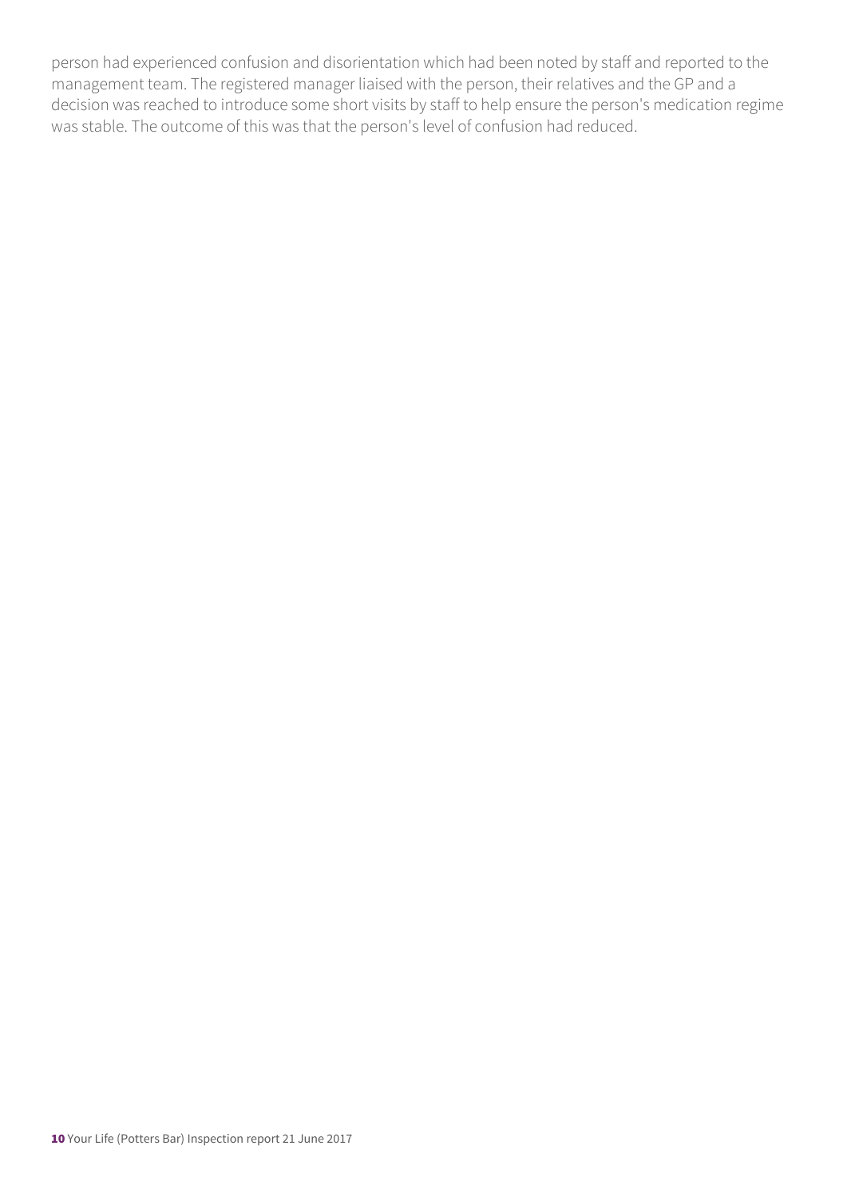person had experienced confusion and disorientation which had been noted by staff and reported to the management team. The registered manager liaised with the person, their relatives and the GP and a decision was reached to introduce some short visits by staff to help ensure the person's medication regime was stable. The outcome of this was that the person's level of confusion had reduced.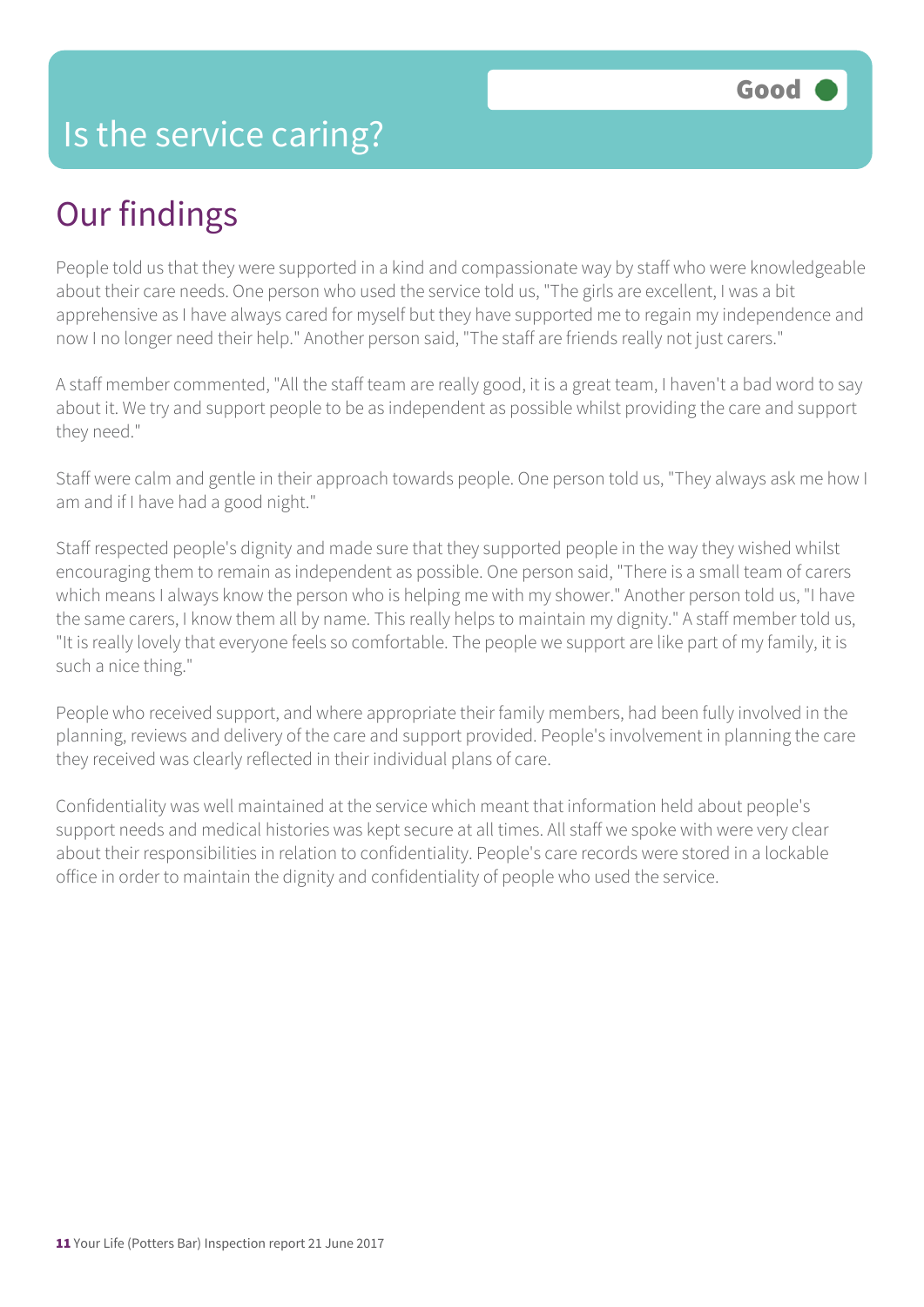# Is the service caring?

**Good**

## Our findings

People told us that they were supported in a kind and compassionate way by staff who were knowledgeable about their care needs. One person who used the service told us, "The girls are excellent, I was a bit apprehensive as I have always cared for myself but they have supported me to regain my independence and now I no longer need their help." Another person said, "The staff are friends really not just carers."

A staff member commented, "All the staff team are really good, it is a great team, I haven't a bad word to say about it. We try and support people to be as independent as possible whilst providing the care and support they need."

Staff were calm and gentle in their approach towards people. One person told us, "They always ask me how I am and if I have had a good night."

Staff respected people's dignity and made sure that they supported people in the way they wished whilst encouraging them to remain as independent as possible. One person said, "There is a small team of carers which means I always know the person who is helping me with my shower." Another person told us, "I have the same carers, I know them all by name. This really helps to maintain my dignity." A staff member told us, "It is really lovely that everyone feels so comfortable. The people we support are like part of my family, it is such a nice thing."

People who received support, and where appropriate their family members, had been fully involved in the planning, reviews and delivery of the care and support provided. People's involvement in planning the care they received was clearly reflected in their individual plans of care.

Confidentiality was well maintained at the service which meant that information held about people's support needs and medical histories was kept secure at all times. All staff we spoke with were very clear about their responsibilities in relation to confidentiality. People's care records were stored in a lockable office in order to maintain the dignity and confidentiality of people who used the service.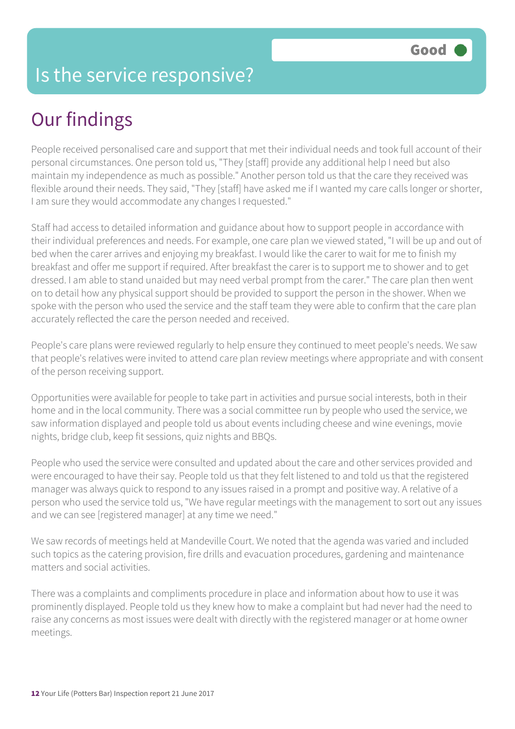# Is the service responsive?

**Good**

## Our findings

People received personalised care and support that met their individual needs and took full account of their personal circumstances. One person told us, "They [staff] provide any additional help I need but also maintain my independence as much as possible." Another person told us that the care they received was flexible around their needs. They said, "They [staff] have asked me if I wanted my care calls longer or shorter, I am sure they would accommodate any changes I requested."

Staff had access to detailed information and guidance about how to support people in accordance with their individual preferences and needs. For example, one care plan we viewed stated, "I will be up and out of bed when the carer arrives and enjoying my breakfast. I would like the carer to wait for me to finish my breakfast and offer me support if required. After breakfast the carer is to support me to shower and to get dressed. I am able to stand unaided but may need verbal prompt from the carer." The care plan then went on to detail how any physical support should be provided to support the person in the shower. When we spoke with the person who used the service and the staff team they were able to confirm that the care plan accurately reflected the care the person needed and received.

People's care plans were reviewed regularly to help ensure they continued to meet people's needs. We saw that people's relatives were invited to attend care plan review meetings where appropriate and with consent of the person receiving support.

Opportunities were available for people to take part in activities and pursue social interests, both in their home and in the local community. There was a social committee run by people who used the service, we saw information displayed and people told us about events including cheese and wine evenings, movie nights, bridge club, keep fit sessions, quiz nights and BBQs.

People who used the service were consulted and updated about the care and other services provided and were encouraged to have their say. People told us that they felt listened to and told us that the registered manager was always quick to respond to any issues raised in a prompt and positive way. A relative of a person who used the service told us, "We have regular meetings with the management to sort out any issues and we can see [registered manager] at any time we need."

We saw records of meetings held at Mandeville Court. We noted that the agenda was varied and included such topics as the catering provision, fire drills and evacuation procedures, gardening and maintenance matters and social activities.

There was a complaints and compliments procedure in place and information about how to use it was prominently displayed. People told us they knew how to make a complaint but had never had the need to raise any concerns as most issues were dealt with directly with the registered manager or at home owner meetings.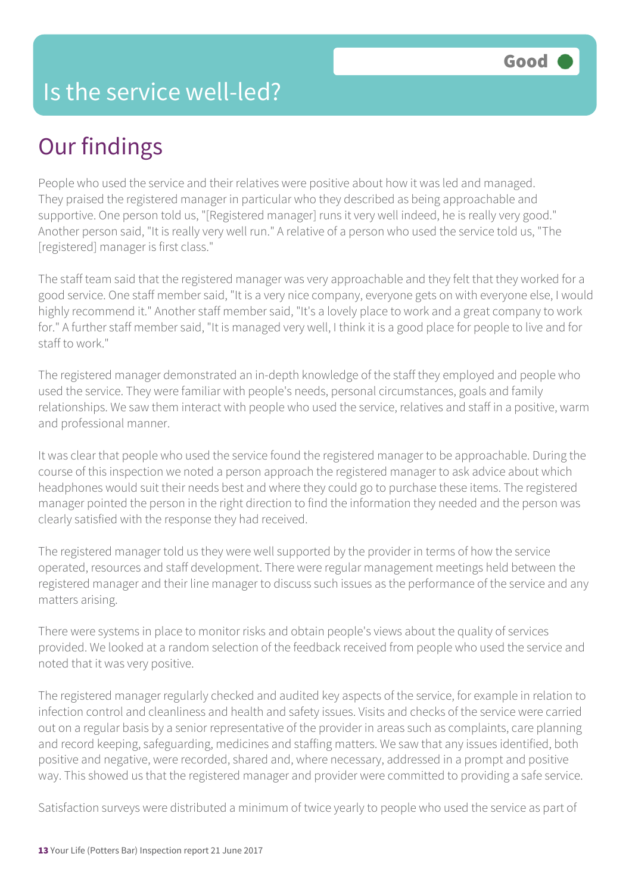# Is the service well-led?

**Good**

## Our findings

People who used the service and their relatives were positive about how it was led and managed. They praised the registered manager in particular who they described as being approachable and supportive. One person told us, "[Registered manager] runs it very well indeed, he is really very good." Another person said, "It is really very well run." A relative of a person who used the service told us, "The [registered] manager is first class."

The staff team said that the registered manager was very approachable and they felt that they worked for a good service. One staff member said, "It is a very nice company, everyone gets on with everyone else, I would highly recommend it." Another staff member said, "It's a lovely place to work and a great company to work for." A further staff member said, "It is managed very well, I think it is a good place for people to live and for staff to work."

The registered manager demonstrated an in-depth knowledge of the staff they employed and people who used the service. They were familiar with people's needs, personal circumstances, goals and family relationships. We saw them interact with people who used the service, relatives and staff in a positive, warm and professional manner.

It was clear that people who used the service found the registered manager to be approachable. During the course of this inspection we noted a person approach the registered manager to ask advice about which headphones would suit their needs best and where they could go to purchase these items. The registered manager pointed the person in the right direction to find the information they needed and the person was clearly satisfied with the response they had received.

The registered manager told us they were well supported by the provider in terms of how the service operated, resources and staff development. There were regular management meetings held between the registered manager and their line manager to discuss such issues as the performance of the service and any matters arising.

There were systems in place to monitor risks and obtain people's views about the quality of services provided. We looked at a random selection of the feedback received from people who used the service and noted that it was very positive.

The registered manager regularly checked and audited key aspects of the service, for example in relation to infection control and cleanliness and health and safety issues. Visits and checks of the service were carried out on a regular basis by a senior representative of the provider in areas such as complaints, care planning and record keeping, safeguarding, medicines and staffing matters. We saw that any issues identified, both positive and negative, were recorded, shared and, where necessary, addressed in a prompt and positive way. This showed us that the registered manager and provider were committed to providing a safe service.

Satisfaction surveys were distributed a minimum of twice yearly to people who used the service as part of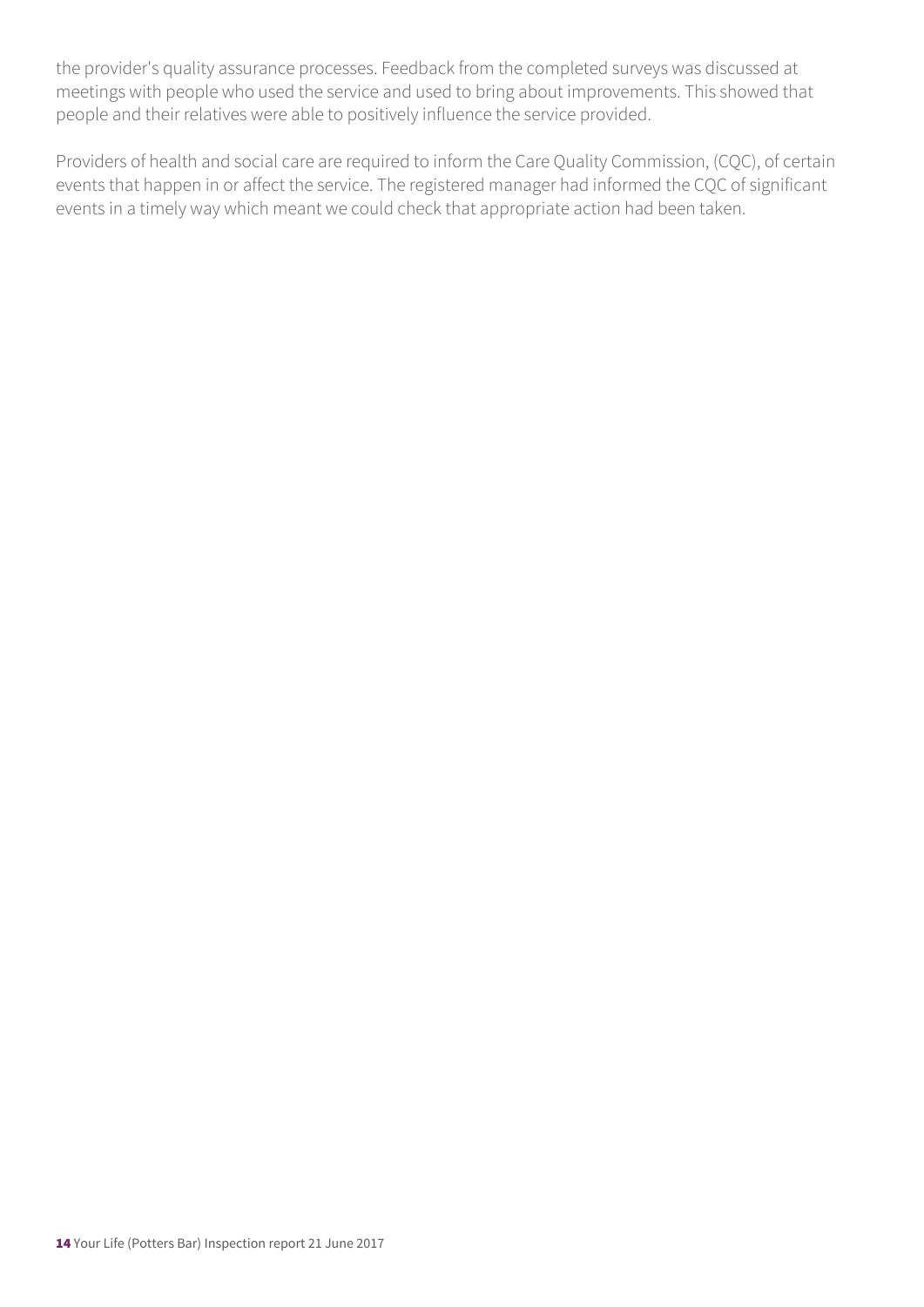the provider's quality assurance processes. Feedback from the completed surveys was discussed at meetings with people who used the service and used to bring about improvements. This showed that people and their relatives were able to positively influence the service provided.

Providers of health and social care are required to inform the Care Quality Commission, (CQC), of certain events that happen in or affect the service. The registered manager had informed the CQC of significant events in a timely way which meant we could check that appropriate action had been taken.